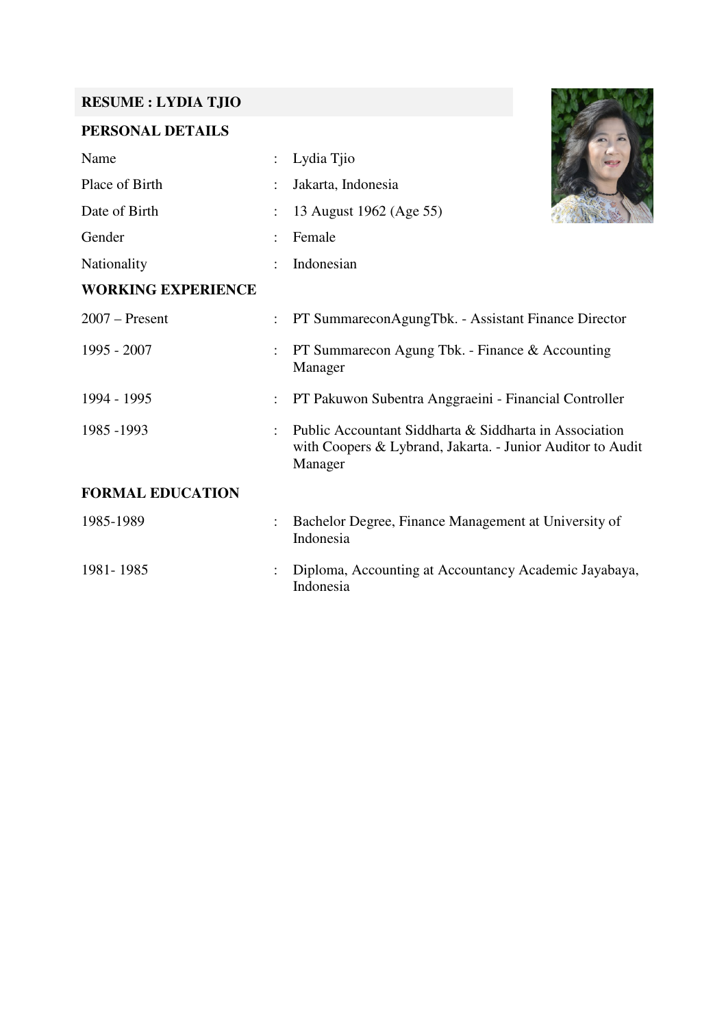## RESUME : LYDIA TJIO

### PERSONAL DETAILS

| | | |
|---|---|---|
| Name | : | Lydia Tjio |
| Place of Birth | : | Jakarta, Indonesia |
| Date of Birth | : | 13 August 1962 (Age 55) |
| Gender | : | Female |
| Nationality | : | Indonesian |

### WORKING EXPERIENCE

| | | |
|---|---|---|
| 2007 – Present | : | PT SummareconAgungTbk. - Assistant Finance Director |
| 1995 - 2007 | : | PT Summarecon Agung Tbk. - Finance & Accounting Manager |
| 1994 - 1995 | : | PT Pakuwon Subentra Anggraeini - Financial Controller |
| 1985 -1993 | : | Public Accountant Siddharta & Siddharta in Association with Coopers & Lybrand, Jakarta. - Junior Auditor to Audit Manager |

### FORMAL EDUCATION

| | | |
|---|---|---|
| 1985-1989 | : | Bachelor Degree, Finance Management at University of Indonesia |
| 1981- 1985 | : | Diploma, Accounting at Accountancy Academic Jayabaya, Indonesia |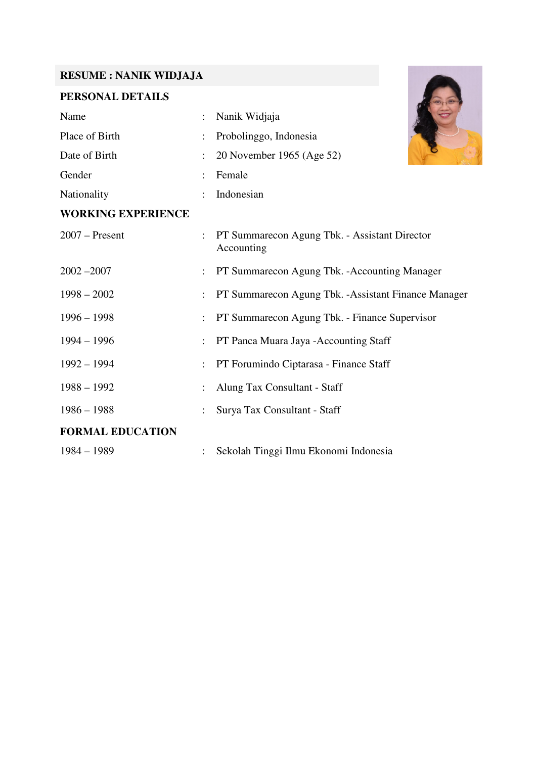## RESUME : NANIK WIDJAJA

### PERSONAL DETAILS

| | | |
|---|---|---|
| Name | : | Nanik Widjaja |
| Place of Birth | : | Probolinggo, Indonesia |
| Date of Birth | : | 20 November 1965 (Age 52) |
| Gender | : | Female |
| Nationality | : | Indonesian |

### WORKING EXPERIENCE

| | | |
|---|---|---|
| 2007 – Present | : | PT Summarecon Agung Tbk. - Assistant Director Accounting |
| 2002 –2007 | : | PT Summarecon Agung Tbk. -Accounting Manager |
| 1998 – 2002 | : | PT Summarecon Agung Tbk. -Assistant Finance Manager |
| 1996 – 1998 | : | PT Summarecon Agung Tbk. - Finance Supervisor |
| 1994 – 1996 | : | PT Panca Muara Jaya -Accounting Staff |
| 1992 – 1994 | : | PT Forumindo Ciptarasa - Finance Staff |
| 1988 – 1992 | : | Alung Tax Consultant - Staff |
| 1986 – 1988 | : | Surya Tax Consultant - Staff |

### FORMAL EDUCATION

| | | |
|---|---|---|
| 1984 – 1989 | : | Sekolah Tinggi Ilmu Ekonomi Indonesia |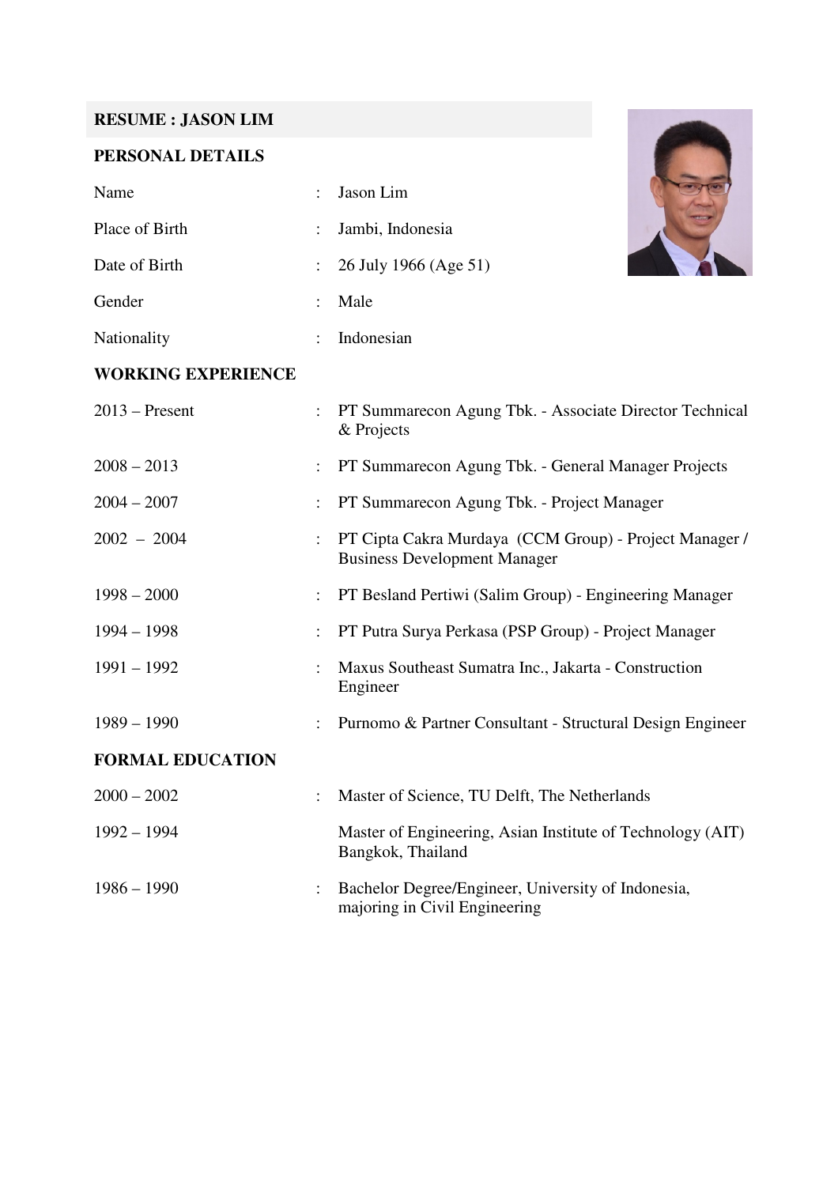## RESUME : JASON LIM

### PERSONAL DETAILS

| | | |
|---|---|---|
| Name | : | Jason Lim |
| Place of Birth | : | Jambi, Indonesia |
| Date of Birth | : | 26 July 1966 (Age 51) |
| Gender | : | Male |
| Nationality | : | Indonesian |

### WORKING EXPERIENCE

| | | |
|---|---|---|
| 2013 – Present | : | PT Summarecon Agung Tbk. - Associate Director Technical & Projects |
| 2008 – 2013 | : | PT Summarecon Agung Tbk. - General Manager Projects |
| 2004 – 2007 | : | PT Summarecon Agung Tbk. - Project Manager |
| 2002 – 2004 | : | PT Cipta Cakra Murdaya (CCM Group) - Project Manager / Business Development Manager |
| 1998 – 2000 | : | PT Besland Pertiwi (Salim Group) - Engineering Manager |
| 1994 – 1998 | : | PT Putra Surya Perkasa (PSP Group) - Project Manager |
| 1991 – 1992 | : | Maxus Southeast Sumatra Inc., Jakarta - Construction Engineer |
| 1989 – 1990 | : | Purnomo & Partner Consultant - Structural Design Engineer |

### FORMAL EDUCATION

| | | |
|---|---|---|
| 2000 – 2002 | : | Master of Science, TU Delft, The Netherlands |
| 1992 – 1994 | | Master of Engineering, Asian Institute of Technology (AIT) Bangkok, Thailand |
| 1986 – 1990 | : | Bachelor Degree/Engineer, University of Indonesia, majoring in Civil Engineering |